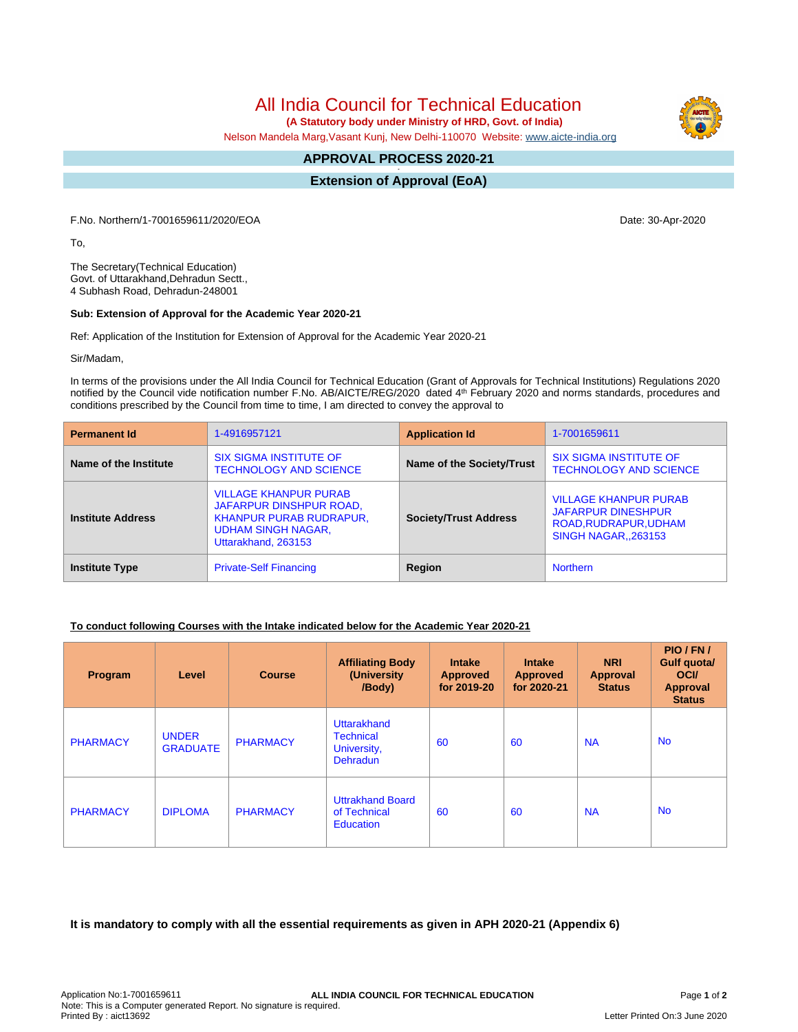# All India Council for Technical Education

**(A Statutory body under Ministry of HRD, Govt. of India)**

Nelson Mandela Marg,Vasant Kunj, New Delhi-110070 Website: www.aicte-india.org

## APPROVAL PROCESS 2020-21

## Extension of Approval (EoA)

F.No. Northern/1-7001659611/2020/EOA

Date: 30-Apr-2020

To,

The Secretary(Technical Education)
Govt. of Uttarakhand,Dehradun Sectt.,
4 Subhash Road, Dehradun-248001

**Sub: Extension of Approval for the Academic Year 2020-21**

Ref: Application of the Institution for Extension of Approval for the Academic Year 2020-21

Sir/Madam,

In terms of the provisions under the All India Council for Technical Education (Grant of Approvals for Technical Institutions) Regulations 2020 notified by the Council vide notification number F.No. AB/AICTE/REG/2020 dated 4th February 2020 and norms standards, procedures and conditions prescribed by the Council from time to time, I am directed to convey the approval to

| **Permanent Id** | 1-4916957121 | **Application Id** | 1-7001659611 |
|---|---|---|---|
| **Name of the Institute** | SIX SIGMA INSTITUTE OF TECHNOLOGY AND SCIENCE | **Name of the Society/Trust** | SIX SIGMA INSTITUTE OF TECHNOLOGY AND SCIENCE |
| **Institute Address** | VILLAGE KHANPUR PURAB JAFARPUR DINSHPUR ROAD, KHANPUR PURAB RUDRAPUR, UDHAM SINGH NAGAR, Uttarakhand, 263153 | **Society/Trust Address** | VILLAGE KHANPUR PURAB JAFARPUR DINESHPUR ROAD,RUDRAPUR,UDHAM SINGH NAGAR,,263153 |
| **Institute Type** | Private-Self Financing | **Region** | Northern |

**To conduct following Courses with the Intake indicated below for the Academic Year 2020-21**

| Program | Level | Course | Affiliating Body (University /Body) | Intake Approved for 2019-20 | Intake Approved for 2020-21 | NRI Approval Status | PIO / FN / Gulf quota/ OCI/ Approval Status |
|---|---|---|---|---|---|---|---|
| PHARMACY | UNDER GRADUATE | PHARMACY | Uttarakhand Technical University, Dehradun | 60 | 60 | NA | No |
| PHARMACY | DIPLOMA | PHARMACY | Uttrakhand Board of Technical Education | 60 | 60 | NA | No |

**It is mandatory to comply with all the essential requirements as given in APH 2020-21 (Appendix 6)**

Application No:1-7001659611
Note: This is a Computer generated Report. No signature is required.
Printed By : aict13692
Letter Printed On:3 June 2020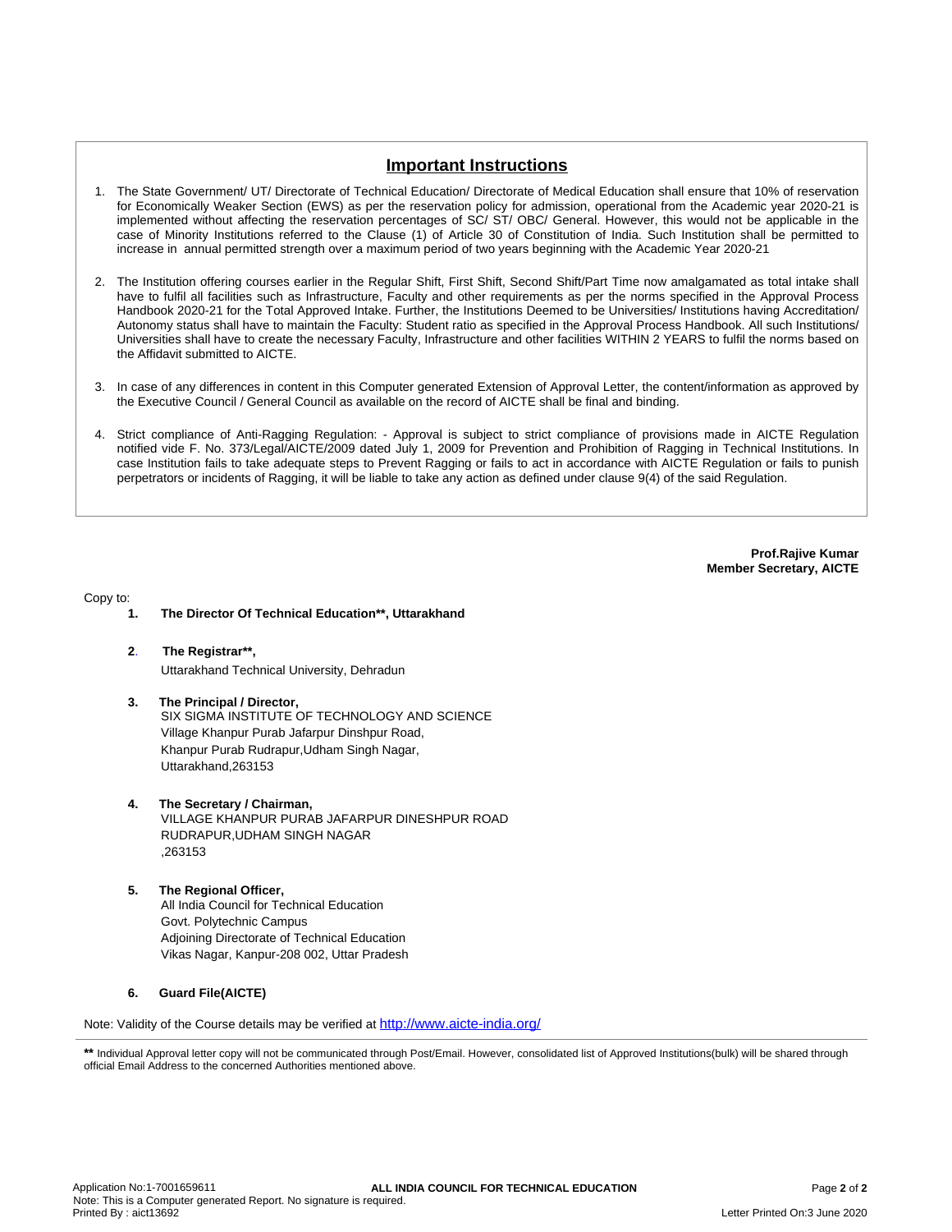## Important Instructions

1. The State Government/ UT/ Directorate of Technical Education/ Directorate of Medical Education shall ensure that 10% of reservation for Economically Weaker Section (EWS) as per the reservation policy for admission, operational from the Academic year 2020-21 is implemented without affecting the reservation percentages of SC/ ST/ OBC/ General. However, this would not be applicable in the case of Minority Institutions referred to the Clause (1) of Article 30 of Constitution of India. Such Institution shall be permitted to increase in annual permitted strength over a maximum period of two years beginning with the Academic Year 2020-21

2. The Institution offering courses earlier in the Regular Shift, First Shift, Second Shift/Part Time now amalgamated as total intake shall have to fulfil all facilities such as Infrastructure, Faculty and other requirements as per the norms specified in the Approval Process Handbook 2020-21 for the Total Approved Intake. Further, the Institutions Deemed to be Universities/ Institutions having Accreditation/ Autonomy status shall have to maintain the Faculty: Student ratio as specified in the Approval Process Handbook. All such Institutions/ Universities shall have to create the necessary Faculty, Infrastructure and other facilities WITHIN 2 YEARS to fulfil the norms based on the Affidavit submitted to AICTE.

3. In case of any differences in content in this Computer generated Extension of Approval Letter, the content/information as approved by the Executive Council / General Council as available on the record of AICTE shall be final and binding.

4. Strict compliance of Anti-Ragging Regulation: - Approval is subject to strict compliance of provisions made in AICTE Regulation notified vide F. No. 373/Legal/AICTE/2009 dated July 1, 2009 for Prevention and Prohibition of Ragging in Technical Institutions. In case Institution fails to take adequate steps to Prevent Ragging or fails to act in accordance with AICTE Regulation or fails to punish perpetrators or incidents of Ragging, it will be liable to take any action as defined under clause 9(4) of the said Regulation.

**Prof.Rajive Kumar**
**Member Secretary, AICTE**

Copy to:

1. **The Director Of Technical Education**, Uttarakhand**

2. **The Registrar**,**
   Uttarakhand Technical University, Dehradun

3. **The Principal / Director,**
   SIX SIGMA INSTITUTE OF TECHNOLOGY AND SCIENCE
   Village Khanpur Purab Jafarpur Dinshpur Road,
   Khanpur Purab Rudrapur,Udham Singh Nagar,
   Uttarakhand,263153

4. **The Secretary / Chairman,**
   VILLAGE KHANPUR PURAB JAFARPUR DINESHPUR ROAD
   RUDRAPUR,UDHAM SINGH NAGAR
   ,263153

5. **The Regional Officer,**
   All India Council for Technical Education
   Govt. Polytechnic Campus
   Adjoining Directorate of Technical Education
   Vikas Nagar, Kanpur-208 002, Uttar Pradesh

6. **Guard File(AICTE)**

Note: Validity of the Course details may be verified at http://www.aicte-india.org/

** Individual Approval letter copy will not be communicated through Post/Email. However, consolidated list of Approved Institutions(bulk) will be shared through official Email Address to the concerned Authorities mentioned above.

Application No:1-7001659611

ALL INDIA COUNCIL FOR TECHNICAL EDUCATION

Note: This is a Computer generated Report. No signature is required.

Printed By : aict13692

Letter Printed On:3 June 2020